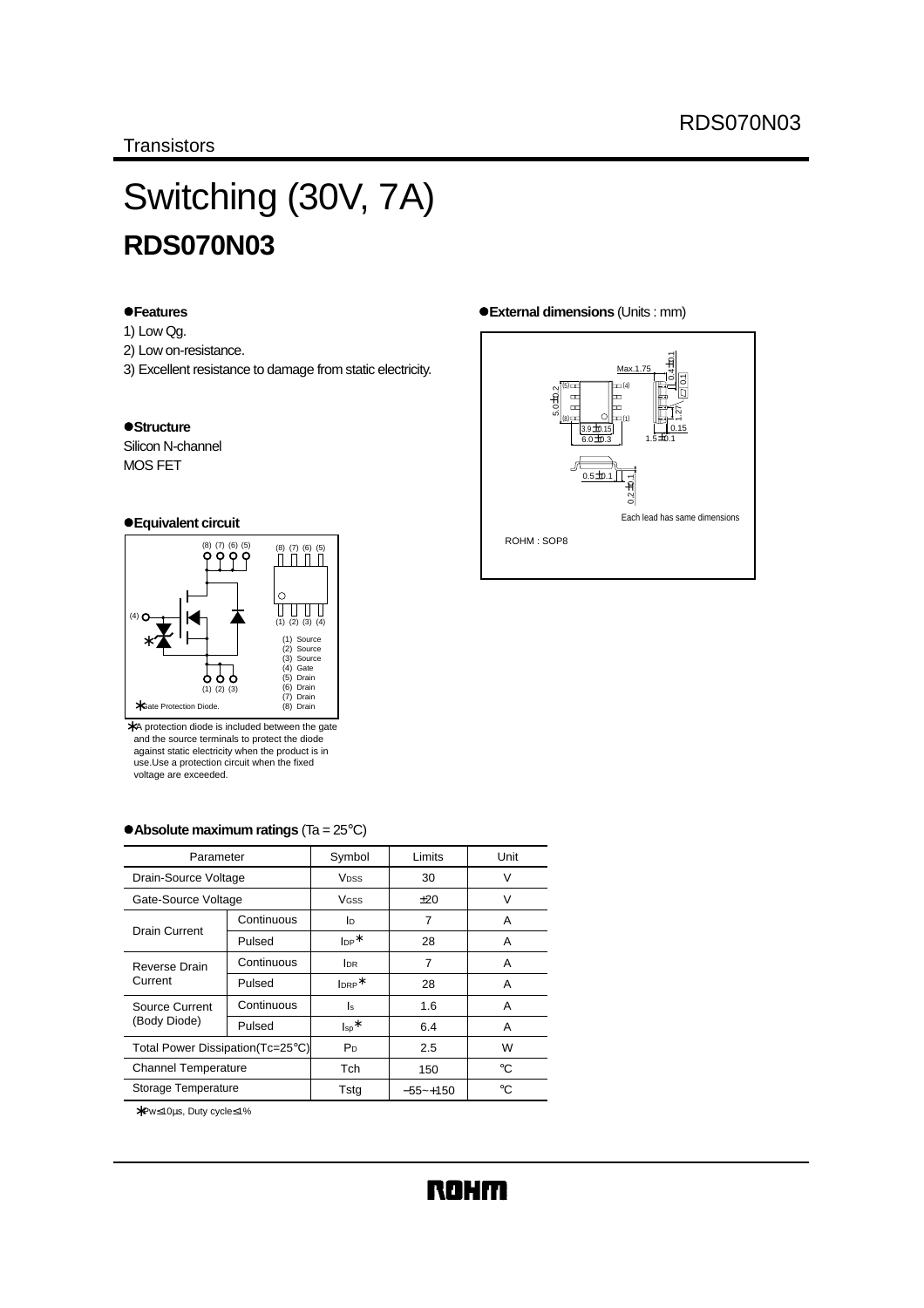Transistors

# Switching (30V, 7A)
## RDS070N03

### ●Features
1) Low Qg.
2) Low on-resistance.
3) Excellent resistance to damage from static electricity.

### ●Structure
Silicon N-channel
MOS FET

### ●Equivalent circuit

(1) Source
(2) Source
(3) Source
(4) Gate
(5) Drain
(6) Drain
(7) Drain
(8) Drain

∗ Gate Protection Diode.

∗ A protection diode is included between the gate and the source terminals to protect the diode against static electricity when the product is in use.Use a protection circuit when the fixed voltage are exceeded.

### ●External dimensions (Units : mm)

Each lead has same dimensions

ROHM : SOP8

### ●Absolute maximum ratings (Ta = 25°C)

| Parameter | | Symbol | Limits | Unit |
|---|---|---|---|---|
| Drain-Source Voltage | | $V_{DSS}$ | 30 | V |
| Gate-Source Voltage | | $V_{GSS}$ | ±20 | V |
| Drain Current | Continuous | $I_D$ | 7 | A |
| | Pulsed | $I_{DP}$ ∗ | 28 | A |
| Reverse Drain Current | Continuous | $I_{DR}$ | 7 | A |
| | Pulsed | $I_{DRP}$ ∗ | 28 | A |
| Source Current (Body Diode) | Continuous | $I_s$ | 1.6 | A |
| | Pulsed | $I_{sp}$ ∗ | 6.4 | A |
| Total Power Dissipation(Tc=25°C) | | $P_D$ | 2.5 | W |
| Channel Temperature | | Tch | 150 | °C |
| Storage Temperature | | Tstg | −55~+150 | °C |

∗ Pw≤10µs, Duty cycle≤1%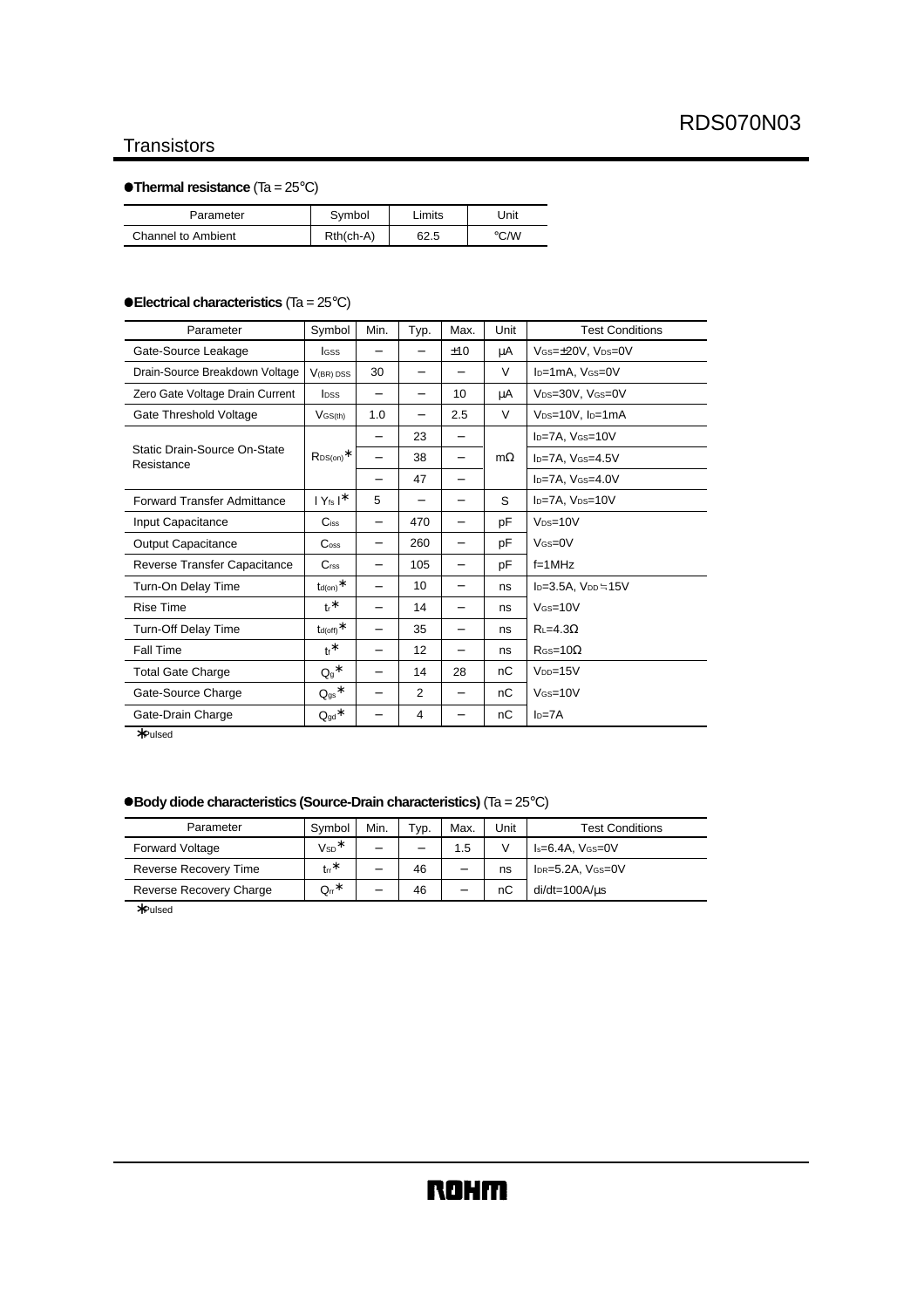## ●Thermal resistance (Ta = 25°C)

| Parameter | Symbol | Limits | Unit |
|---|---|---|---|
| Channel to Ambient | Rth(ch-A) | 62.5 | °C/W |

## ●Electrical characteristics (Ta = 25°C)

| Parameter | Symbol | Min. | Typ. | Max. | Unit | Test Conditions |
|---|---|---|---|---|---|---|
| Gate-Source Leakage | $I_{GSS}$ | − | − | ±10 | μA | $V_{GS}$=±20V, $V_{DS}$=0V |
| Drain-Source Breakdown Voltage | $V_{(BR)DSS}$ | 30 | − | − | V | $I_D$=1mA, $V_{GS}$=0V |
| Zero Gate Voltage Drain Current | $I_{DSS}$ | − | − | 10 | μA | $V_{DS}$=30V, $V_{GS}$=0V |
| Gate Threshold Voltage | $V_{GS(th)}$ | 1.0 | − | 2.5 | V | $V_{DS}$=10V, $I_D$=1mA |
| Static Drain-Source On-State Resistance | $R_{DS(on)}$* | − | 23 | − | mΩ | $I_D$=7A, $V_{GS}$=10V |
| | | − | 38 | − | | $I_D$=7A, $V_{GS}$=4.5V |
| | | − | 47 | − | | $I_D$=7A, $V_{GS}$=4.0V |
| Forward Transfer Admittance | $\|Y_{fs}\|$* | 5 | − | − | S | $I_D$=7A, $V_{DS}$=10V |
| Input Capacitance | $C_{iss}$ | − | 470 | − | pF | $V_{DS}$=10V |
| Output Capacitance | $C_{oss}$ | − | 260 | − | pF | $V_{GS}$=0V |
| Reverse Transfer Capacitance | $C_{rss}$ | − | 105 | − | pF | f=1MHz |
| Turn-On Delay Time | $t_{d(on)}$* | − | 10 | − | ns | $I_D$=3.5A, $V_{DD}$≒15V |
| Rise Time | $t_r$* | − | 14 | − | ns | $V_{GS}$=10V |
| Turn-Off Delay Time | $t_{d(off)}$* | − | 35 | − | ns | $R_L$=4.3Ω |
| Fall Time | $t_f$* | − | 12 | − | ns | $R_{GS}$=10Ω |
| Total Gate Charge | $Q_g$* | − | 14 | 28 | nC | $V_{DD}$=15V |
| Gate-Source Charge | $Q_{gs}$* | − | 2 | − | nC | $V_{GS}$=10V |
| Gate-Drain Charge | $Q_{gd}$* | − | 4 | − | nC | $I_D$=7A |

*Pulsed

## ●Body diode characteristics (Source-Drain characteristics) (Ta = 25°C)

| Parameter | Symbol | Min. | Typ. | Max. | Unit | Test Conditions |
|---|---|---|---|---|---|---|
| Forward Voltage | $V_{SD}$* | − | − | 1.5 | V | $I_s$=6.4A, $V_{GS}$=0V |
| Reverse Recovery Time | $t_{rr}$* | − | 46 | − | ns | $I_{DR}$=5.2A, $V_{GS}$=0V |
| Reverse Recovery Charge | $Q_{rr}$* | − | 46 | − | nC | di/dt=100A/μs |

*Pulsed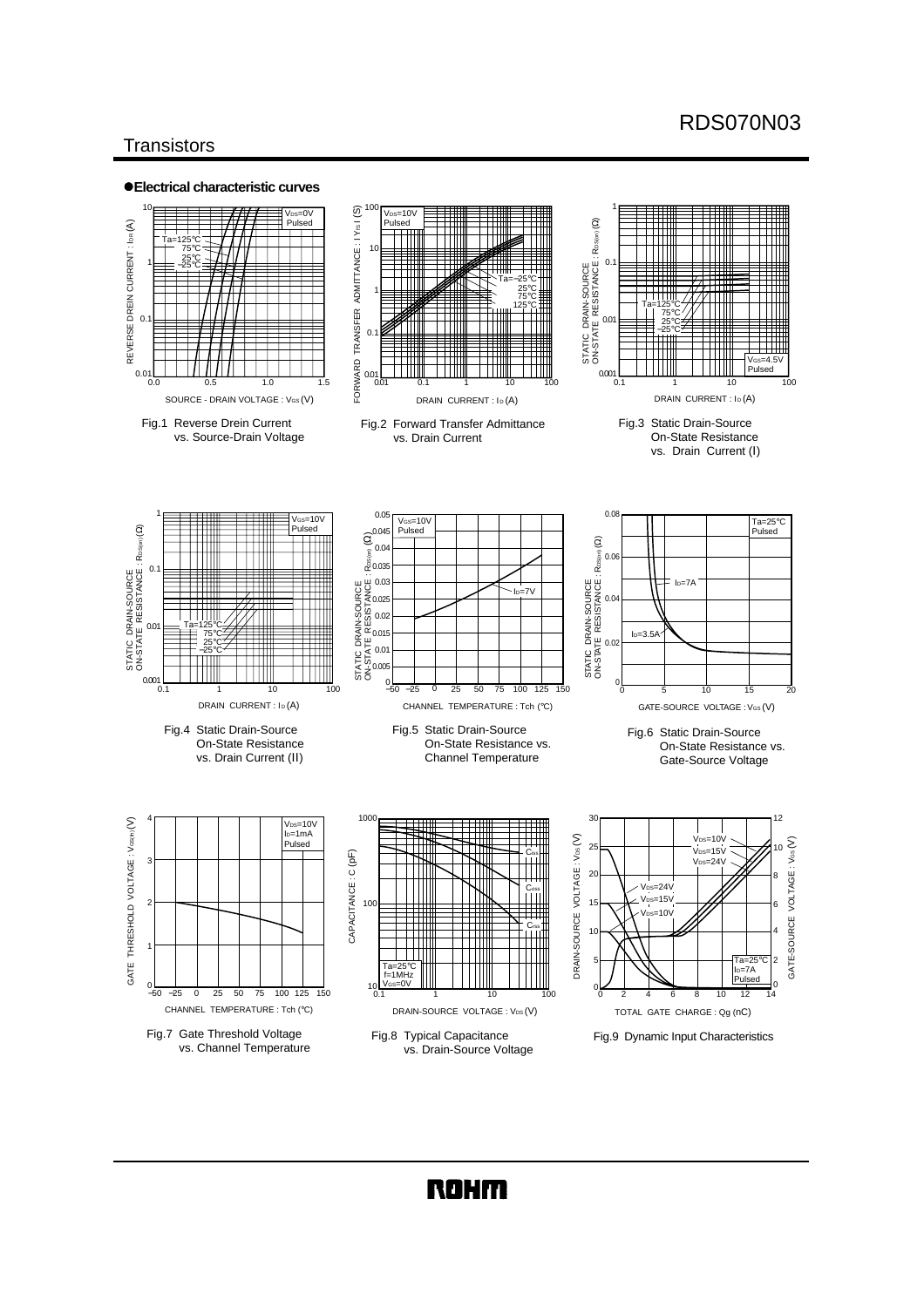## ●Electrical characteristic curves

Fig.1 Reverse Drein Current vs. Source-Drain Voltage

Fig.2 Forward Transfer Admittance vs. Drain Current

Fig.3 Static Drain-Source On-State Resistance vs. Drain Current (I)

Fig.4 Static Drain-Source On-State Resistance vs. Drain Current (II)

Fig.5 Static Drain-Source On-State Resistance vs. Channel Temperature

Fig.6 Static Drain-Source On-State Resistance vs. Gate-Source Voltage

Fig.7 Gate Threshold Voltage vs. Channel Temperature

Fig.8 Typical Capacitance vs. Drain-Source Voltage

Fig.9 Dynamic Input Characteristics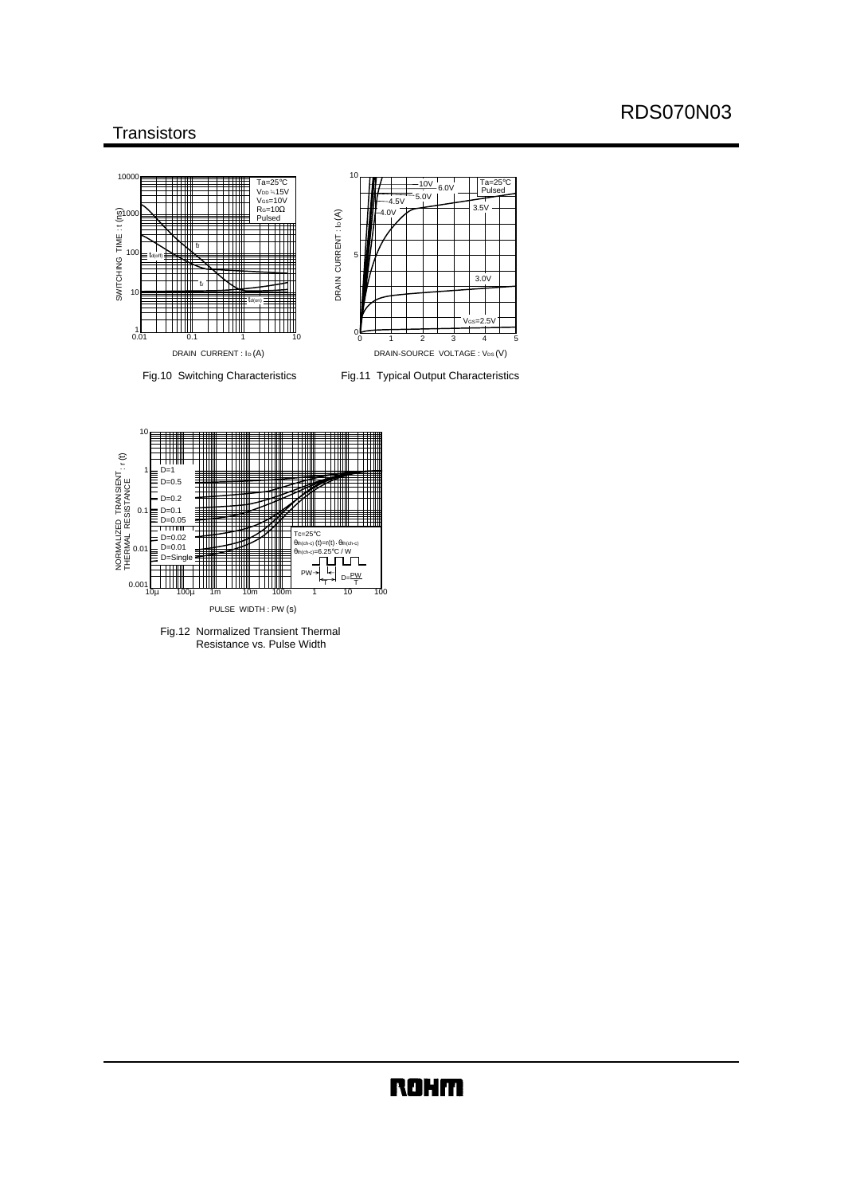Fig.10 Switching Characteristics

10000
1000
100
10
1
0.01
0.1
1
10
Ta=25°C
$V_{DD}$ ≒ 15V
$V_{GS}$=10V
$R_G$=10Ω
Pulsed
$t_f$
$t_{d(off)}$
$t_r$
$t_{d(on)}$
SWITCHING TIME : t (ns)
DRAIN CURRENT : $I_D$ (A)

Fig.11 Typical Output Characteristics

10
5
0
0
1
2
3
4
5
10V
6.0V
5.0V
4.5V
4.0V
3.5V
3.0V
$V_{GS}$=2.5V
Ta=25°C
Pulsed
DRAIN CURRENT : $I_D$ (A)
DRAIN-SOURCE VOLTAGE : $V_{DS}$ (V)

Fig.12 Normalized Transient Thermal Resistance vs. Pulse Width

10
1
0.1
0.01
0.001
10μ
100μ
1m
10m
100m
1
10
100
D=1
D=0.5
D=0.2
D=0.1
D=0.05
D=0.02
D=0.01
D=Single
Tc=25°C
$\theta_{th(ch-c)}(t)=r(t) \cdot \theta_{th(ch-c)}$
$\theta_{th(ch-c)}$=6.25°C / W
PW
T
$D=\frac{PW}{T}$
NORMALIZED TRANSIENT THERMAL RESISTANCE : r (t)
PULSE WIDTH : PW (s)